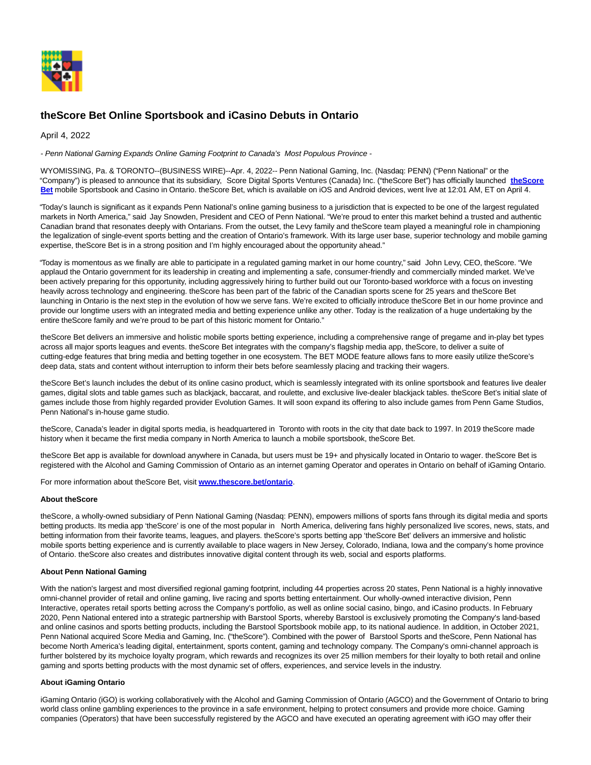# theScore Bet Online Sportsbook and iCasino Debuts in Ontario

April 4, 2022

*- Penn National Gaming Expands Online Gaming Footprint to Canada's Most Populous Province -*

WYOMISSING, Pa. & TORONTO--(BUSINESS WIRE)--Apr. 4, 2022-- Penn National Gaming, Inc. (Nasdaq: PENN) ("Penn National" or the "Company") is pleased to announce that its subsidiary, Score Digital Sports Ventures (Canada) Inc. ("theScore Bet") has officially launched **theScore Bet** mobile Sportsbook and Casino in Ontario. theScore Bet, which is available on iOS and Android devices, went live at 12:01 AM, ET on April 4.

"Today's launch is significant as it expands Penn National's online gaming business to a jurisdiction that is expected to be one of the largest regulated markets in North America," said Jay Snowden, President and CEO of Penn National. "We're proud to enter this market behind a trusted and authentic Canadian brand that resonates deeply with Ontarians. From the outset, the Levy family and theScore team played a meaningful role in championing the legalization of single-event sports betting and the creation of Ontario's framework. With its large user base, superior technology and mobile gaming expertise, theScore Bet is in a strong position and I'm highly encouraged about the opportunity ahead."

"Today is momentous as we finally are able to participate in a regulated gaming market in our home country," said John Levy, CEO, theScore. "We applaud the Ontario government for its leadership in creating and implementing a safe, consumer-friendly and commercially minded market. We've been actively preparing for this opportunity, including aggressively hiring to further build out our Toronto-based workforce with a focus on investing heavily across technology and engineering. theScore has been part of the fabric of the Canadian sports scene for 25 years and theScore Bet launching in Ontario is the next step in the evolution of how we serve fans. We're excited to officially introduce theScore Bet in our home province and provide our longtime users with an integrated media and betting experience unlike any other. Today is the realization of a huge undertaking by the entire theScore family and we're proud to be part of this historic moment for Ontario."

theScore Bet delivers an immersive and holistic mobile sports betting experience, including a comprehensive range of pregame and in-play bet types across all major sports leagues and events. theScore Bet integrates with the company's flagship media app, theScore, to deliver a suite of cutting-edge features that bring media and betting together in one ecosystem. The BET MODE feature allows fans to more easily utilize theScore's deep data, stats and content without interruption to inform their bets before seamlessly placing and tracking their wagers.

theScore Bet's launch includes the debut of its online casino product, which is seamlessly integrated with its online sportsbook and features live dealer games, digital slots and table games such as blackjack, baccarat, and roulette, and exclusive live-dealer blackjack tables. theScore Bet's initial slate of games include those from highly regarded provider Evolution Games. It will soon expand its offering to also include games from Penn Game Studios, Penn National's in-house game studio.

theScore, Canada's leader in digital sports media, is headquartered in Toronto with roots in the city that date back to 1997. In 2019 theScore made history when it became the first media company in North America to launch a mobile sportsbook, theScore Bet.

theScore Bet app is available for download anywhere in Canada, but users must be 19+ and physically located in Ontario to wager. theScore Bet is registered with the Alcohol and Gaming Commission of Ontario as an internet gaming Operator and operates in Ontario on behalf of iGaming Ontario.

For more information about theScore Bet, visit **www.thescore.bet/ontario**.

**About theScore**

theScore, a wholly-owned subsidiary of Penn National Gaming (Nasdaq: PENN), empowers millions of sports fans through its digital media and sports betting products. Its media app 'theScore' is one of the most popular in North America, delivering fans highly personalized live scores, news, stats, and betting information from their favorite teams, leagues, and players. theScore's sports betting app 'theScore Bet' delivers an immersive and holistic mobile sports betting experience and is currently available to place wagers in New Jersey, Colorado, Indiana, Iowa and the company's home province of Ontario. theScore also creates and distributes innovative digital content through its web, social and esports platforms.

**About Penn National Gaming**

With the nation's largest and most diversified regional gaming footprint, including 44 properties across 20 states, Penn National is a highly innovative omni-channel provider of retail and online gaming, live racing and sports betting entertainment. Our wholly-owned interactive division, Penn Interactive, operates retail sports betting across the Company's portfolio, as well as online social casino, bingo, and iCasino products. In February 2020, Penn National entered into a strategic partnership with Barstool Sports, whereby Barstool is exclusively promoting the Company's land-based and online casinos and sports betting products, including the Barstool Sportsbook mobile app, to its national audience. In addition, in October 2021, Penn National acquired Score Media and Gaming, Inc. ("theScore"). Combined with the power of Barstool Sports and theScore, Penn National has become North America's leading digital, entertainment, sports content, gaming and technology company. The Company's omni-channel approach is further bolstered by its mychoice loyalty program, which rewards and recognizes its over 25 million members for their loyalty to both retail and online gaming and sports betting products with the most dynamic set of offers, experiences, and service levels in the industry.

**About iGaming Ontario**

iGaming Ontario (iGO) is working collaboratively with the Alcohol and Gaming Commission of Ontario (AGCO) and the Government of Ontario to bring world class online gambling experiences to the province in a safe environment, helping to protect consumers and provide more choice. Gaming companies (Operators) that have been successfully registered by the AGCO and have executed an operating agreement with iGO may offer their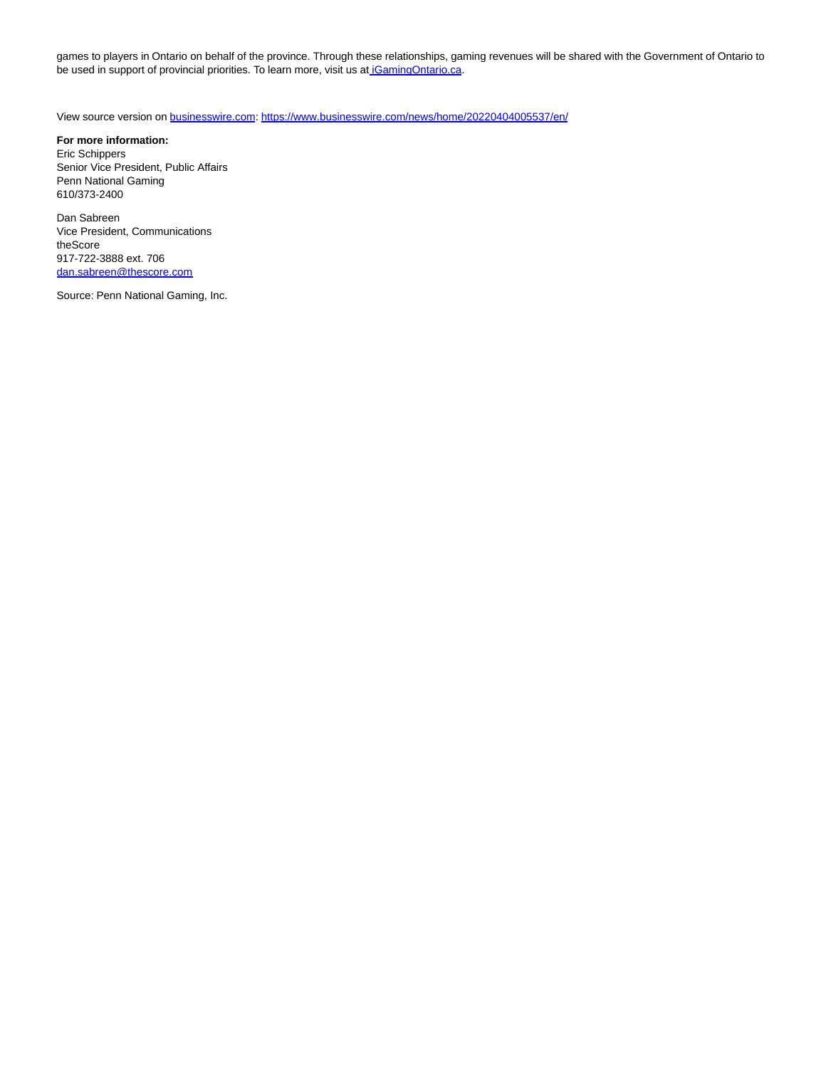games to players in Ontario on behalf of the province. Through these relationships, gaming revenues will be shared with the Government of Ontario to be used in support of provincial priorities. To learn more, visit us at iGamingOntario.ca.

View source version on businesswire.com: https://www.businesswire.com/news/home/20220404005537/en/

**For more information:**
Eric Schippers
Senior Vice President, Public Affairs
Penn National Gaming
610/373-2400

Dan Sabreen
Vice President, Communications
theScore
917-722-3888 ext. 706
dan.sabreen@thescore.com

Source: Penn National Gaming, Inc.